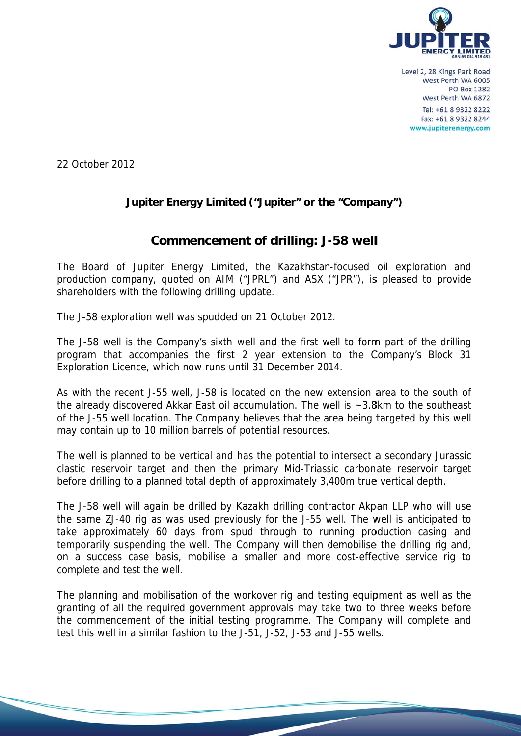Level 2, 28 Kings Park Road
West Perth WA 6005
PO Box 1282
West Perth WA 6872
Tel: +61 8 9322 8222
Fax: +61 8 9322 8244
www.jupiterenergy.com

22 October 2012

**Jupiter Energy Limited ("Jupiter" or the "Company")**

## Commencement of drilling: J-58 well

The Board of Jupiter Energy Limited, the Kazakhstan-focused oil exploration and production company, quoted on AIM ("JPRL") and ASX ("JPR"), is pleased to provide shareholders with the following drilling update.

The J-58 exploration well was spudded on 21 October 2012.

The J-58 well is the Company's sixth well and the first well to form part of the drilling program that accompanies the first 2 year extension to the Company's Block 31 Exploration Licence, which now runs until 31 December 2014.

As with the recent J-55 well, J-58 is located on the new extension area to the south of the already discovered Akkar East oil accumulation. The well is ~3.8km to the southeast of the J-55 well location. The Company believes that the area being targeted by this well may contain up to 10 million barrels of potential resources.

The well is planned to be vertical and has the potential to intersect a secondary Jurassic clastic reservoir target and then the primary Mid-Triassic carbonate reservoir target before drilling to a planned total depth of approximately 3,400m true vertical depth.

The J-58 well will again be drilled by Kazakh drilling contractor Akpan LLP who will use the same ZJ-40 rig as was used previously for the J-55 well. The well is anticipated to take approximately 60 days from spud through to running production casing and temporarily suspending the well. The Company will then demobilise the drilling rig and, on a success case basis, mobilise a smaller and more cost-effective service rig to complete and test the well.

The planning and mobilisation of the workover rig and testing equipment as well as the granting of all the required government approvals may take two to three weeks before the commencement of the initial testing programme. The Company will complete and test this well in a similar fashion to the J-51, J-52, J-53 and J-55 wells.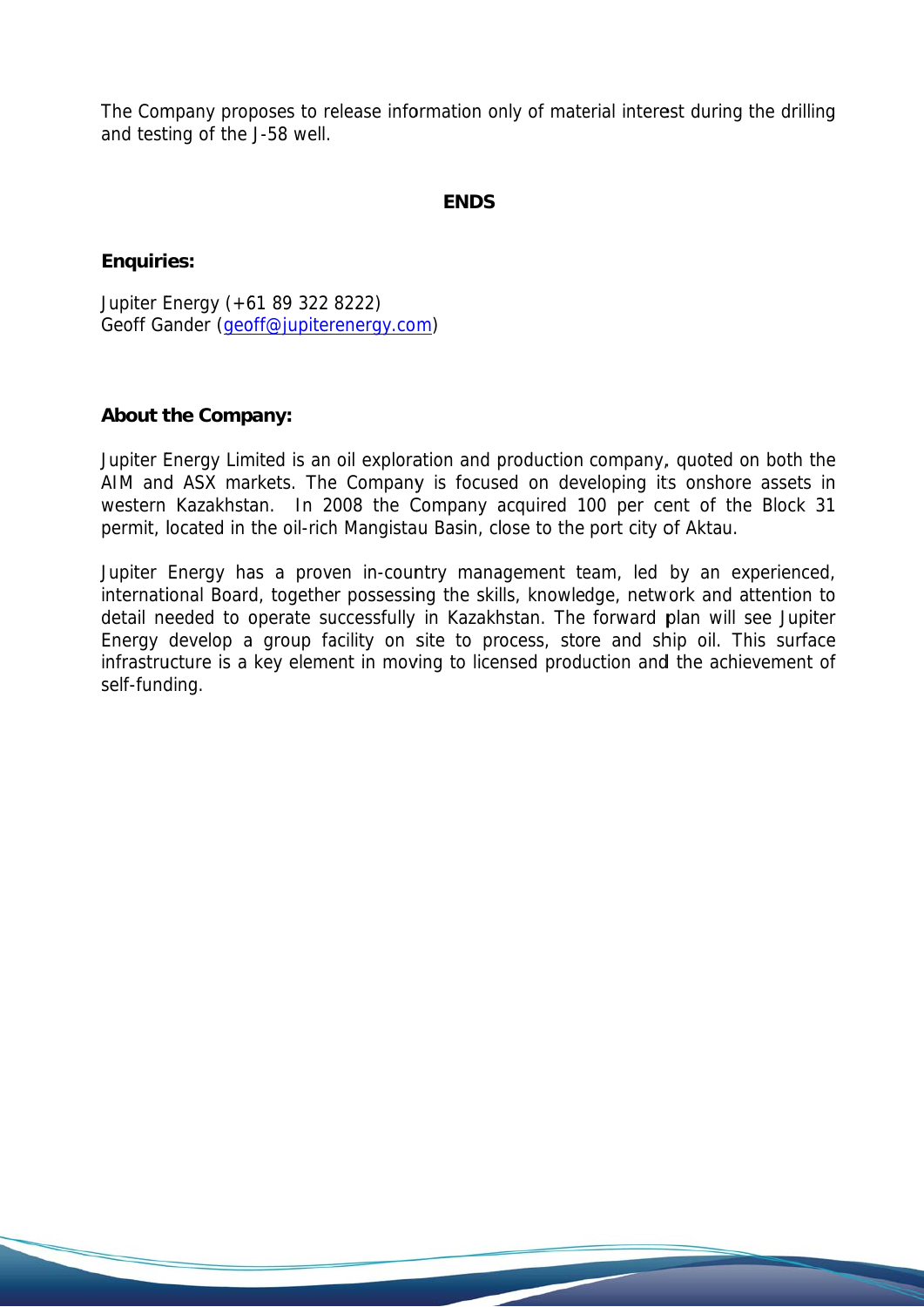The Company proposes to release information only of material interest during the drilling and testing of the J-58 well.

**ENDS**

**Enquiries:**

Jupiter Energy (+61 89 322 8222)
Geoff Gander (geoff@jupiterenergy.com)

**About the Company:**

Jupiter Energy Limited is an oil exploration and production company, quoted on both the AIM and ASX markets. The Company is focused on developing its onshore assets in western Kazakhstan. In 2008 the Company acquired 100 per cent of the Block 31 permit, located in the oil-rich Mangistau Basin, close to the port city of Aktau.

Jupiter Energy has a proven in-country management team, led by an experienced, international Board, together possessing the skills, knowledge, network and attention to detail needed to operate successfully in Kazakhstan. The forward plan will see Jupiter Energy develop a group facility on site to process, store and ship oil. This surface infrastructure is a key element in moving to licensed production and the achievement of self-funding.